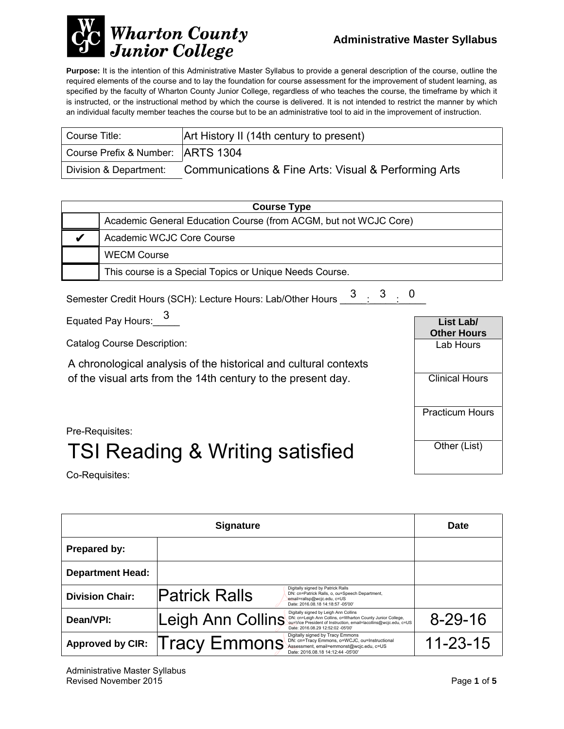# Wharton County Junior College

**Administrative Master Syllabus**

**Purpose:** It is the intention of this Administrative Master Syllabus to provide a general description of the course, outline the required elements of the course and to lay the foundation for course assessment for the improvement of student learning, as specified by the faculty of Wharton County Junior College, regardless of who teaches the course, the timeframe by which it is instructed, or the instructional method by which the course is delivered. It is not intended to restrict the manner by which an individual faculty member teaches the course but to be an administrative tool to aid in the improvement of instruction.

| | |
|---|---|
| Course Title: | Art History II (14th century to present) |
| Course Prefix & Number: | ARTS 1304 |
| Division & Department: | Communications & Fine Arts: Visual & Performing Arts |

| Course Type | |
|---|---|
| | Academic General Education Course (from ACGM, but not WCJC Core) |
| ✔ | Academic WCJC Core Course |
| | WECM Course |
| | This course is a Special Topics or Unique Needs Course. |

Semester Credit Hours (SCH): Lecture Hours: Lab/Other Hours 3 : 3 : 0

Equated Pay Hours: 3

| List Lab/ Other Hours |
|---|
| Lab Hours |
| Clinical Hours |
| Practicum Hours |
| Other (List) |

Catalog Course Description:

A chronological analysis of the historical and cultural contexts of the visual arts from the 14th century to the present day.

Pre-Requisites:

TSI Reading & Writing satisfied

Co-Requisites:

| Signature | | Date |
|---|---|---|
| **Prepared by:** | | |
| **Department Head:** | | |
| **Division Chair:** | Patrick Ralls (Digitally signed by Patrick Ralls DN: cn=Patrick Ralls, o, ou=Speech Department, email=rallsp@wcjc.edu, c=US Date: 2016.08.18 14:18:57 -05'00') | |
| **Dean/VPI:** | Leigh Ann Collins (Digitally signed by Leigh Ann Collins DN: cn=Leigh Ann Collins, o=Wharton County Junior College, ou=Vice President of Instruction, email=lacollins@wcjc.edu, c=US Date: 2016.08.29 12:52:02 -05'00') | 8-29-16 |
| **Approved by CIR:** | Tracy Emmons (Digitally signed by Tracy Emmons DN: cn=Tracy Emmons, o=WCJC, ou=Instructional Assessment, email=emmonst@wcjc.edu, c=US Date: 2016.08.18 14:12:44 -05'00') | 11-23-15 |

Administrative Master Syllabus
Revised November 2015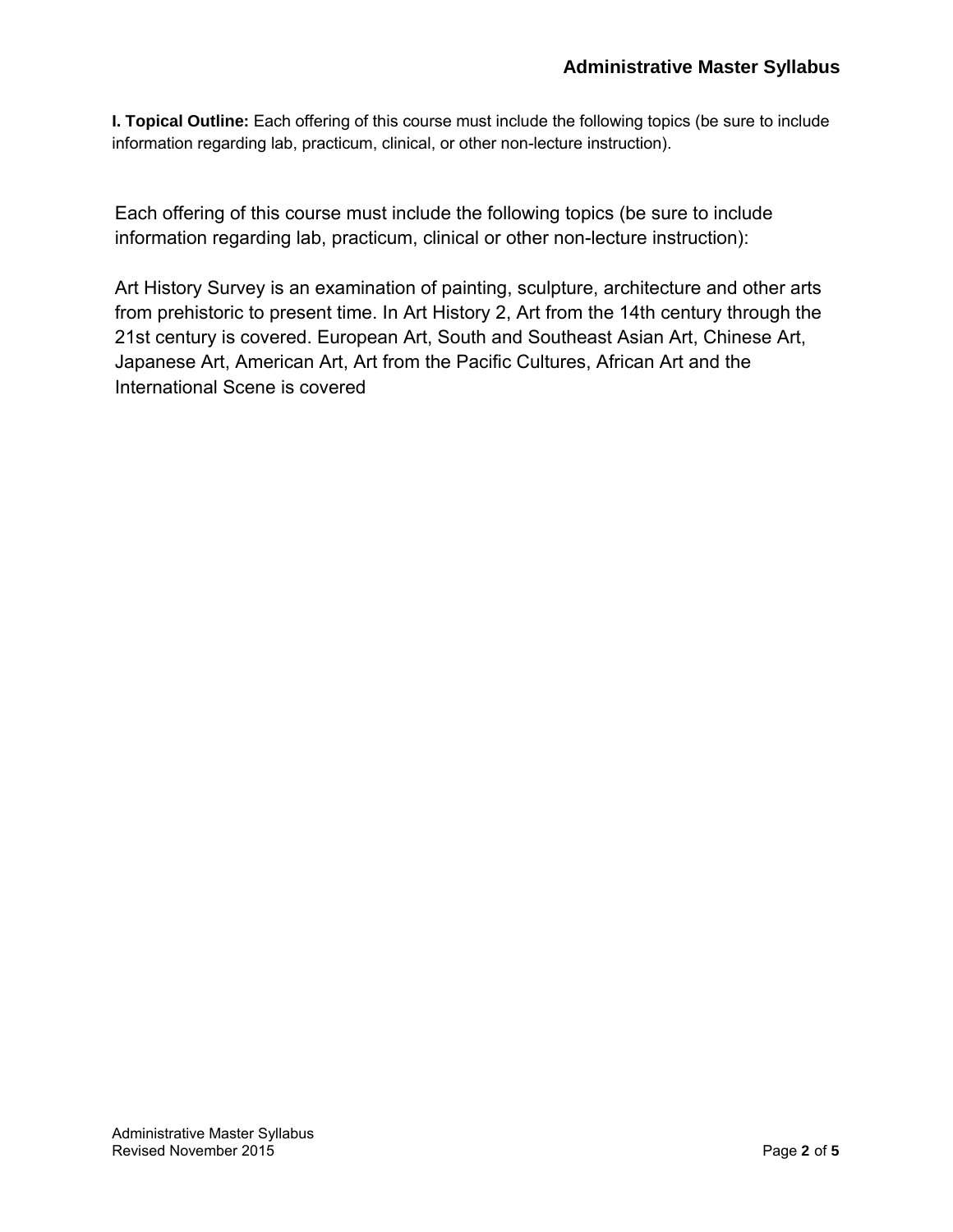**I. Topical Outline:** Each offering of this course must include the following topics (be sure to include information regarding lab, practicum, clinical, or other non-lecture instruction).

Each offering of this course must include the following topics (be sure to include information regarding lab, practicum, clinical or other non-lecture instruction):

Art History Survey is an examination of painting, sculpture, architecture and other arts from prehistoric to present time. In Art History 2, Art from the 14th century through the 21st century is covered. European Art, South and Southeast Asian Art, Chinese Art, Japanese Art, American Art, Art from the Pacific Cultures, African Art and the International Scene is covered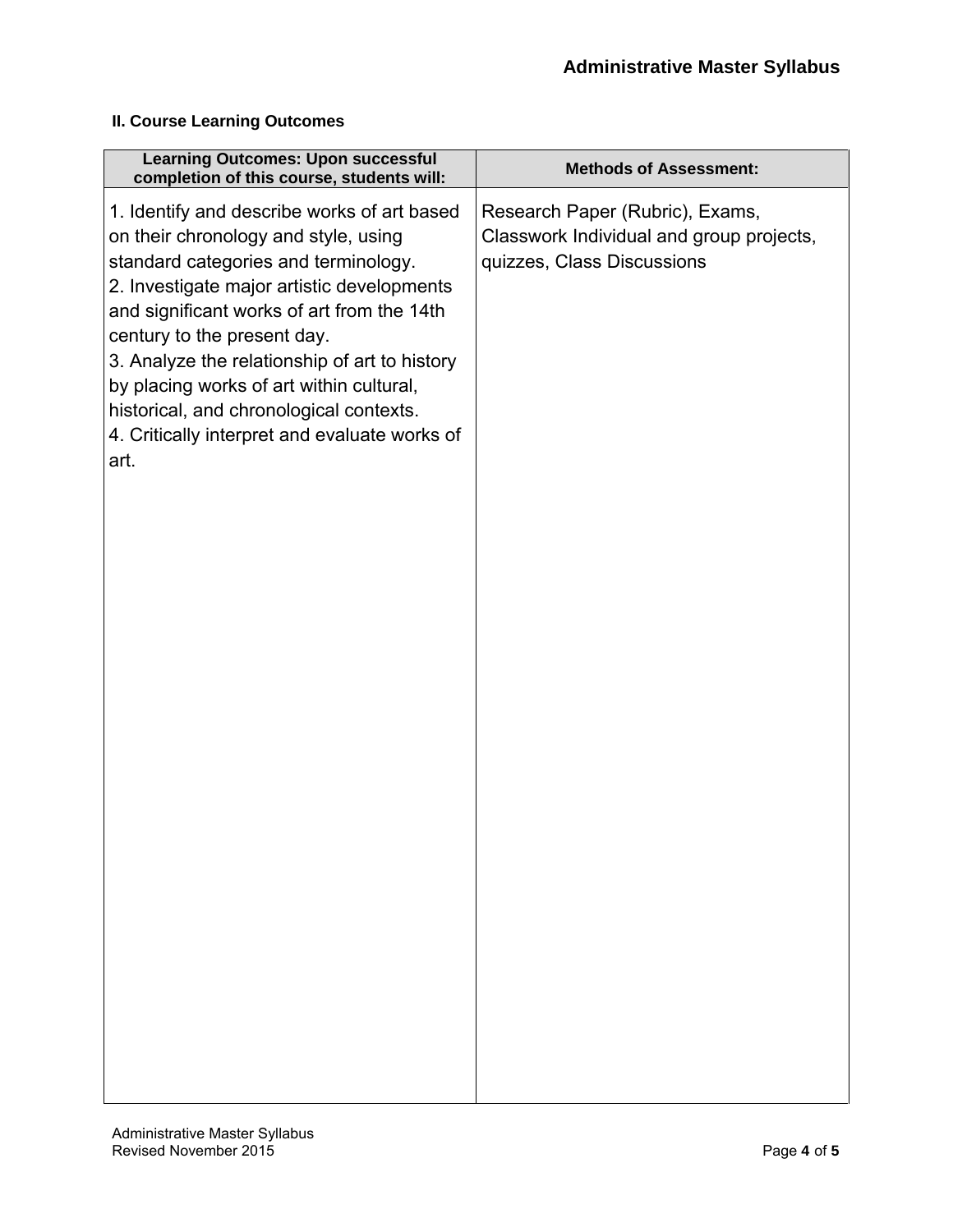### II. Course Learning Outcomes

| Learning Outcomes: Upon successful completion of this course, students will: | Methods of Assessment: |
|---|---|
| 1. Identify and describe works of art based on their chronology and style, using standard categories and terminology.<br>2. Investigate major artistic developments and significant works of art from the 14th century to the present day.<br>3. Analyze the relationship of art to history by placing works of art within cultural, historical, and chronological contexts.<br>4. Critically interpret and evaluate works of art. | Research Paper (Rubric), Exams, Classwork Individual and group projects, quizzes, Class Discussions |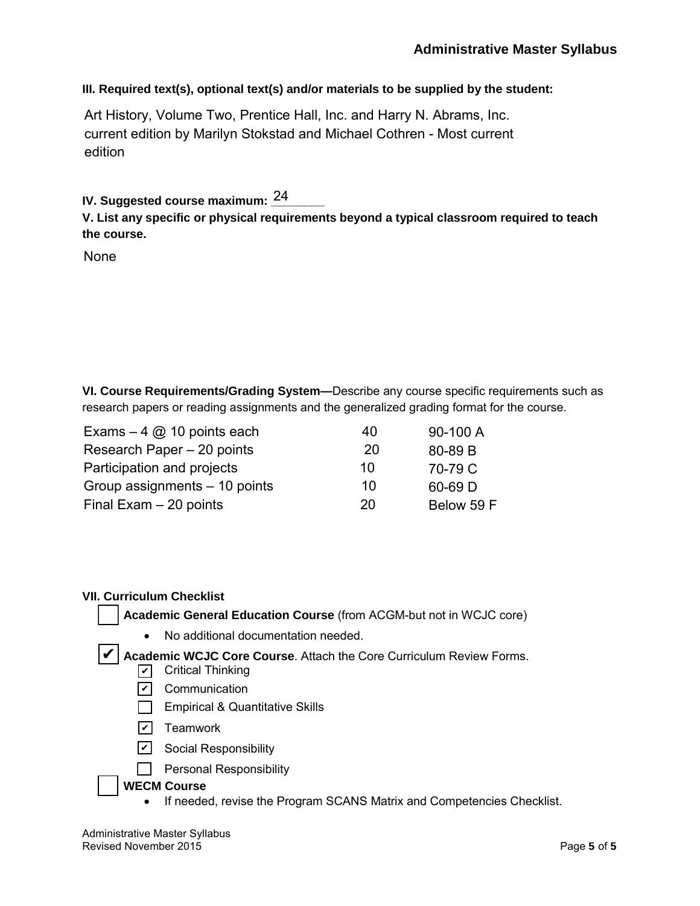**III. Required text(s), optional text(s) and/or materials to be supplied by the student:**

Art History, Volume Two, Prentice Hall, Inc. and Harry N. Abrams, Inc. current edition by Marilyn Stokstad and Michael Cothren - Most current edition

**IV. Suggested course maximum:** 24

**V. List any specific or physical requirements beyond a typical classroom required to teach the course.**

None

**VI. Course Requirements/Grading System—**Describe any course specific requirements such as research papers or reading assignments and the generalized grading format for the course.

| | | |
|---|---|---|
| Exams – 4 @ 10 points each | 40 | 90-100 A |
| Research Paper – 20 points | 20 | 80-89 B |
| Participation and projects | 10 | 70-79 C |
| Group assignments – 10 points | 10 | 60-69 D |
| Final Exam – 20 points | 20 | Below 59 F |

**VII. Curriculum Checklist**

- ☐ **Academic General Education Course** (from ACGM-but not in WCJC core)
  - No additional documentation needed.
- ☑ **Academic WCJC Core Course**. Attach the Core Curriculum Review Forms.
  - ☑ Critical Thinking
  - ☑ Communication
  - ☐ Empirical & Quantitative Skills
  - ☑ Teamwork
  - ☑ Social Responsibility
  - ☐ Personal Responsibility
- ☐ **WECM Course**
  - If needed, revise the Program SCANS Matrix and Competencies Checklist.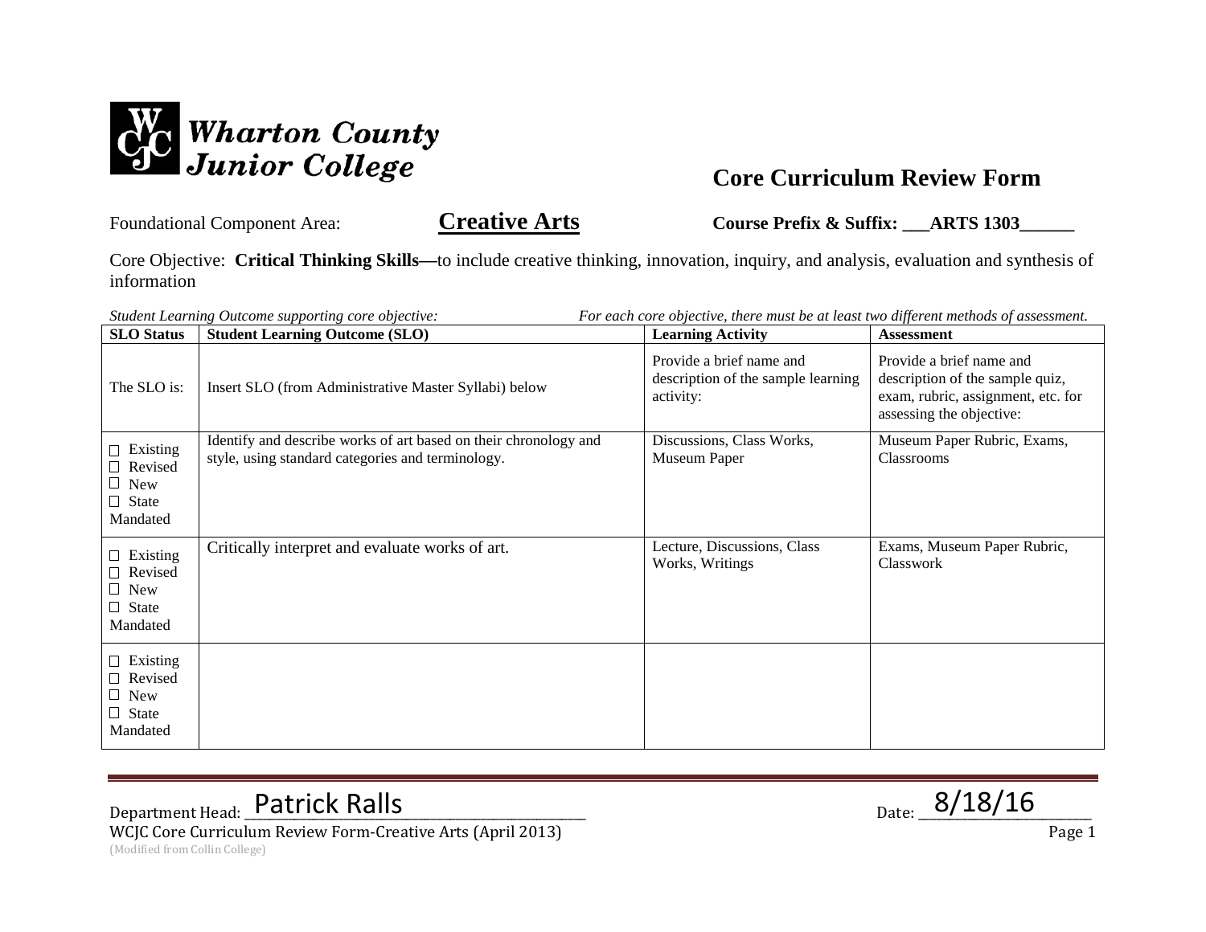Wharton County Junior College

## Core Curriculum Review Form

Foundational Component Area: **Creative Arts** **Course Prefix & Suffix: ___ARTS 1303______**

Core Objective: **Critical Thinking Skills—**to include creative thinking, innovation, inquiry, and analysis, evaluation and synthesis of information

*Student Learning Outcome supporting core objective:* *For each core objective, there must be at least two different methods of assessment.*

| SLO Status | Student Learning Outcome (SLO) | Learning Activity | Assessment |
|---|---|---|---|
| The SLO is: | Insert SLO (from Administrative Master Syllabi) below | Provide a brief name and description of the sample learning activity: | Provide a brief name and description of the sample quiz, exam, rubric, assignment, etc. for assessing the objective: |
| ☐ Existing ☐ Revised ☐ New ☐ State Mandated | Identify and describe works of art based on their chronology and style, using standard categories and terminology. | Discussions, Class Works, Museum Paper | Museum Paper Rubric, Exams, Classrooms |
| ☐ Existing ☐ Revised ☐ New ☐ State Mandated | Critically interpret and evaluate works of art. | Lecture, Discussions, Class Works, Writings | Exams, Museum Paper Rubric, Classwork |
| ☐ Existing ☐ Revised ☐ New ☐ State Mandated | | | |

Department Head: Patrick Ralls Date: 8/18/16

WCJC Core Curriculum Review Form-Creative Arts (April 2013)

(Modified from Collin College)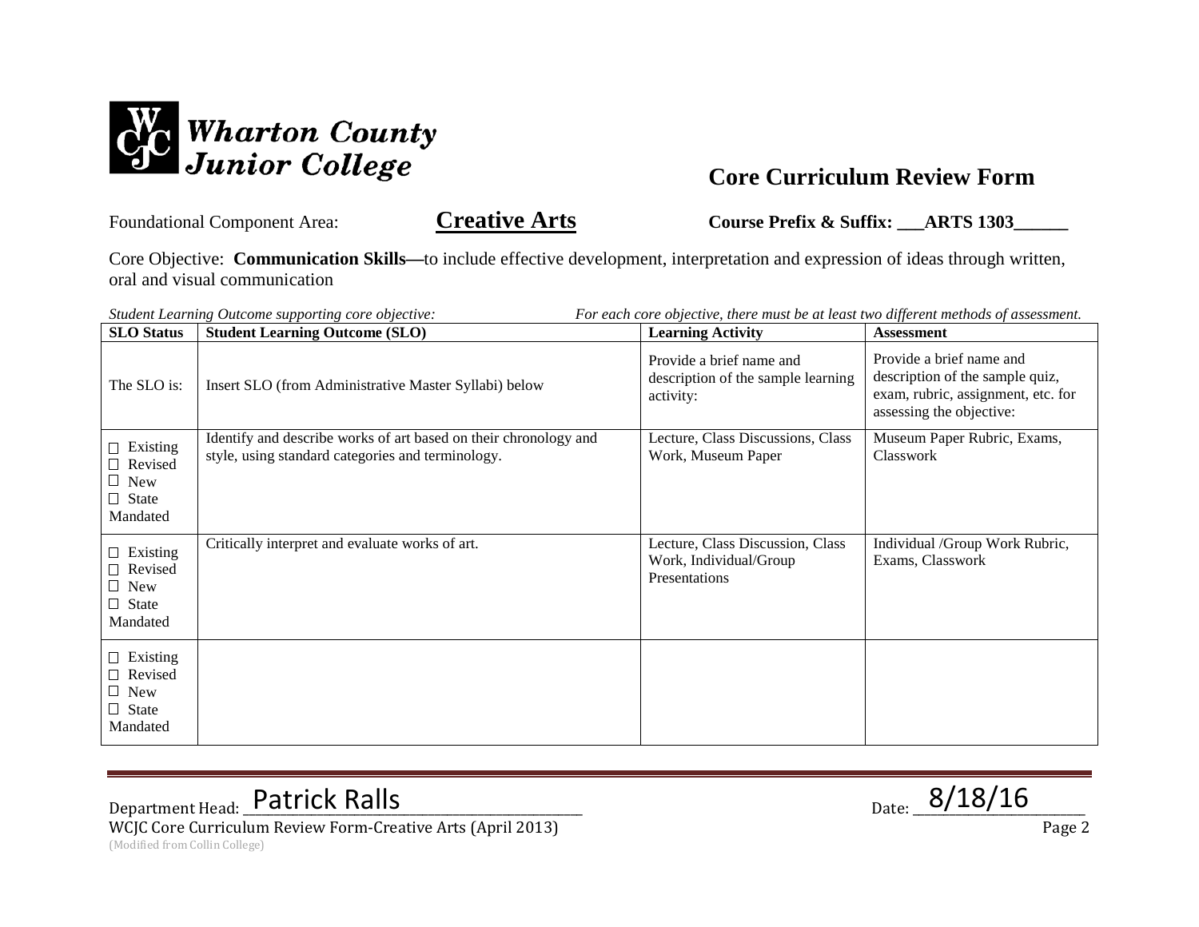**Wharton County Junior College**

# Core Curriculum Review Form

Foundational Component Area: **Creative Arts** **Course Prefix & Suffix: \_\_\_ARTS 1303\_\_\_\_\_\_**

Core Objective: **Communication Skills—**to include effective development, interpretation and expression of ideas through written, oral and visual communication

*Student Learning Outcome supporting core objective:* *For each core objective, there must be at least two different methods of assessment.*

| SLO Status | Student Learning Outcome (SLO) | Learning Activity | Assessment |
|---|---|---|---|
| The SLO is: | Insert SLO (from Administrative Master Syllabi) below | Provide a brief name and description of the sample learning activity: | Provide a brief name and description of the sample quiz, exam, rubric, assignment, etc. for assessing the objective: |
| ☐ Existing ☐ Revised ☐ New ☐ State Mandated | Identify and describe works of art based on their chronology and style, using standard categories and terminology. | Lecture, Class Discussions, Class Work, Museum Paper | Museum Paper Rubric, Exams, Classwork |
| ☐ Existing ☐ Revised ☐ New ☐ State Mandated | Critically interpret and evaluate works of art. | Lecture, Class Discussion, Class Work, Individual/Group Presentations | Individual /Group Work Rubric, Exams, Classwork |
| ☐ Existing ☐ Revised ☐ New ☐ State Mandated | | | |

Department Head: Patrick Ralls Date: 8/18/16

WCJC Core Curriculum Review Form-Creative Arts (April 2013)

(Modified from Collin College)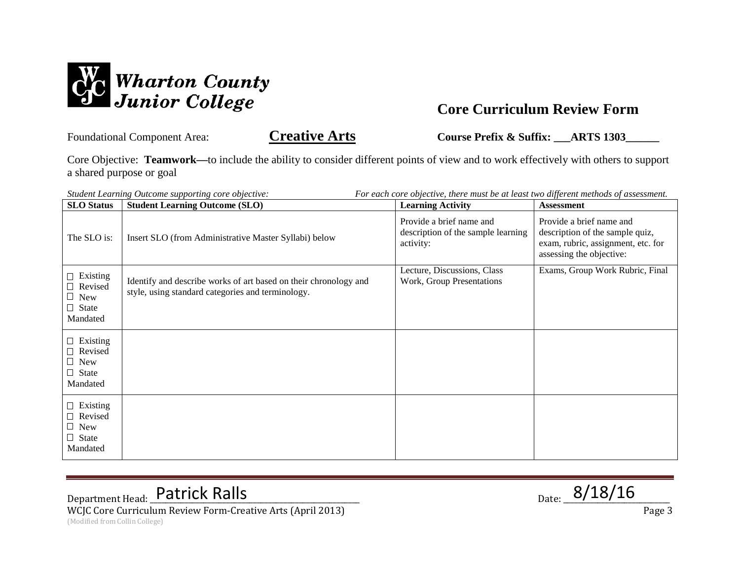Wharton County Junior College

# Core Curriculum Review Form

Foundational Component Area: **Creative Arts** **Course Prefix & Suffix: ___ARTS 1303______**

Core Objective: **Teamwork—**to include the ability to consider different points of view and to work effectively with others to support a shared purpose or goal

*Student Learning Outcome supporting core objective:* *For each core objective, there must be at least two different methods of assessment.*

| SLO Status | Student Learning Outcome (SLO) | Learning Activity | Assessment |
|---|---|---|---|
| The SLO is: | Insert SLO (from Administrative Master Syllabi) below | Provide a brief name and description of the sample learning activity: | Provide a brief name and description of the sample quiz, exam, rubric, assignment, etc. for assessing the objective: |
| ☐ Existing ☐ Revised ☐ New ☐ State Mandated | Identify and describe works of art based on their chronology and style, using standard categories and terminology. | Lecture, Discussions, Class Work, Group Presentations | Exams, Group Work Rubric, Final |
| ☐ Existing ☐ Revised ☐ New ☐ State Mandated | | | |
| ☐ Existing ☐ Revised ☐ New ☐ State Mandated | | | |

Department Head: Patrick Ralls Date: 8/18/16

WCJC Core Curriculum Review Form-Creative Arts (April 2013)

(Modified from Collin College)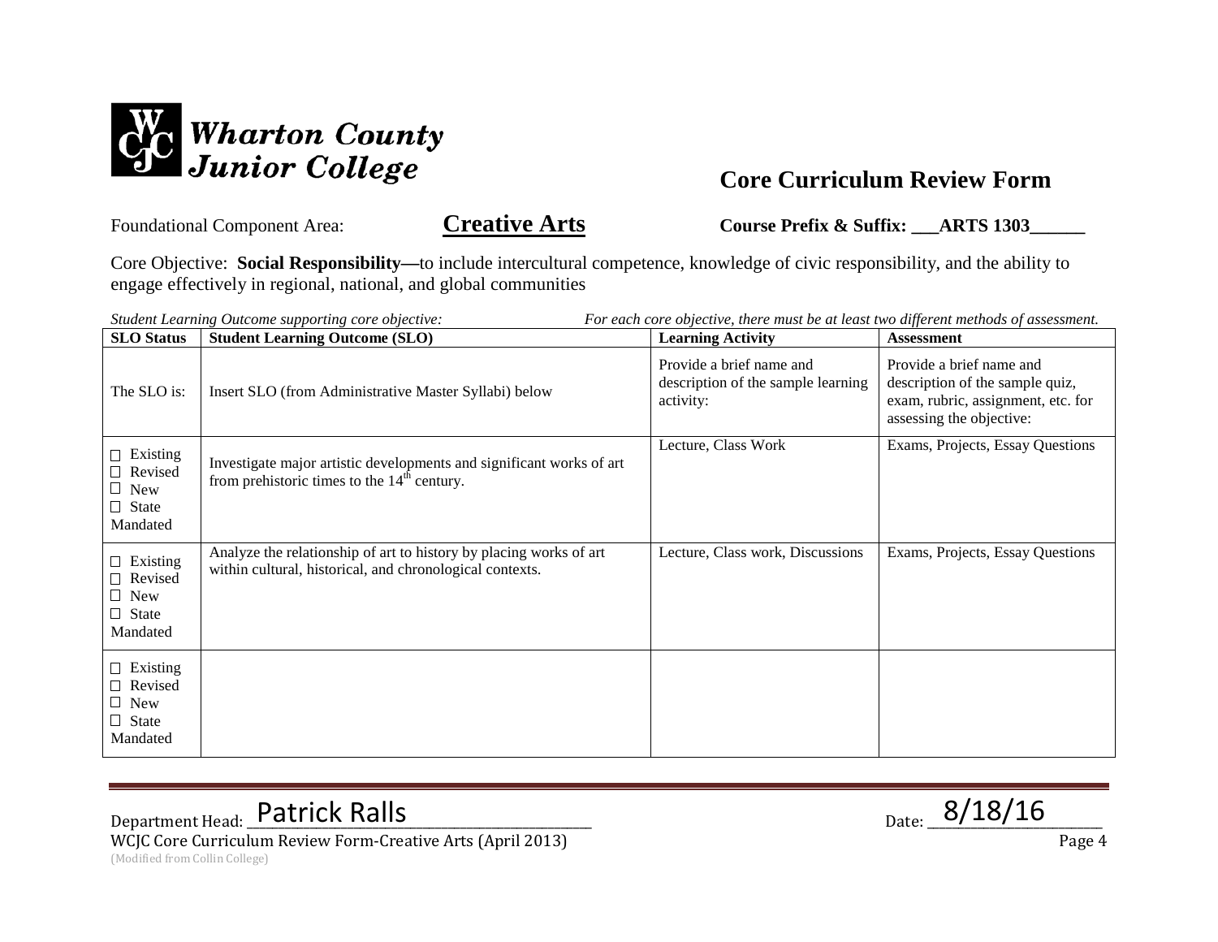Wharton County Junior College

## Core Curriculum Review Form

Foundational Component Area: **Creative Arts** **Course Prefix & Suffix: ___ARTS 1303______**

Core Objective: **Social Responsibility—**to include intercultural competence, knowledge of civic responsibility, and the ability to engage effectively in regional, national, and global communities

*Student Learning Outcome supporting core objective:* *For each core objective, there must be at least two different methods of assessment.*

| SLO Status | Student Learning Outcome (SLO) | Learning Activity | Assessment |
|---|---|---|---|
| The SLO is: | Insert SLO (from Administrative Master Syllabi) below | Provide a brief name and description of the sample learning activity: | Provide a brief name and description of the sample quiz, exam, rubric, assignment, etc. for assessing the objective: |
| ☐ Existing ☐ Revised ☐ New ☐ State Mandated | Investigate major artistic developments and significant works of art from prehistoric times to the 14th century. | Lecture, Class Work | Exams, Projects, Essay Questions |
| ☐ Existing ☐ Revised ☐ New ☐ State Mandated | Analyze the relationship of art to history by placing works of art within cultural, historical, and chronological contexts. | Lecture, Class work, Discussions | Exams, Projects, Essay Questions |
| ☐ Existing ☐ Revised ☐ New ☐ State Mandated | | | |

Department Head: Patrick Ralls Date: 8/18/16

WCJC Core Curriculum Review Form-Creative Arts (April 2013)
(Modified from Collin College)